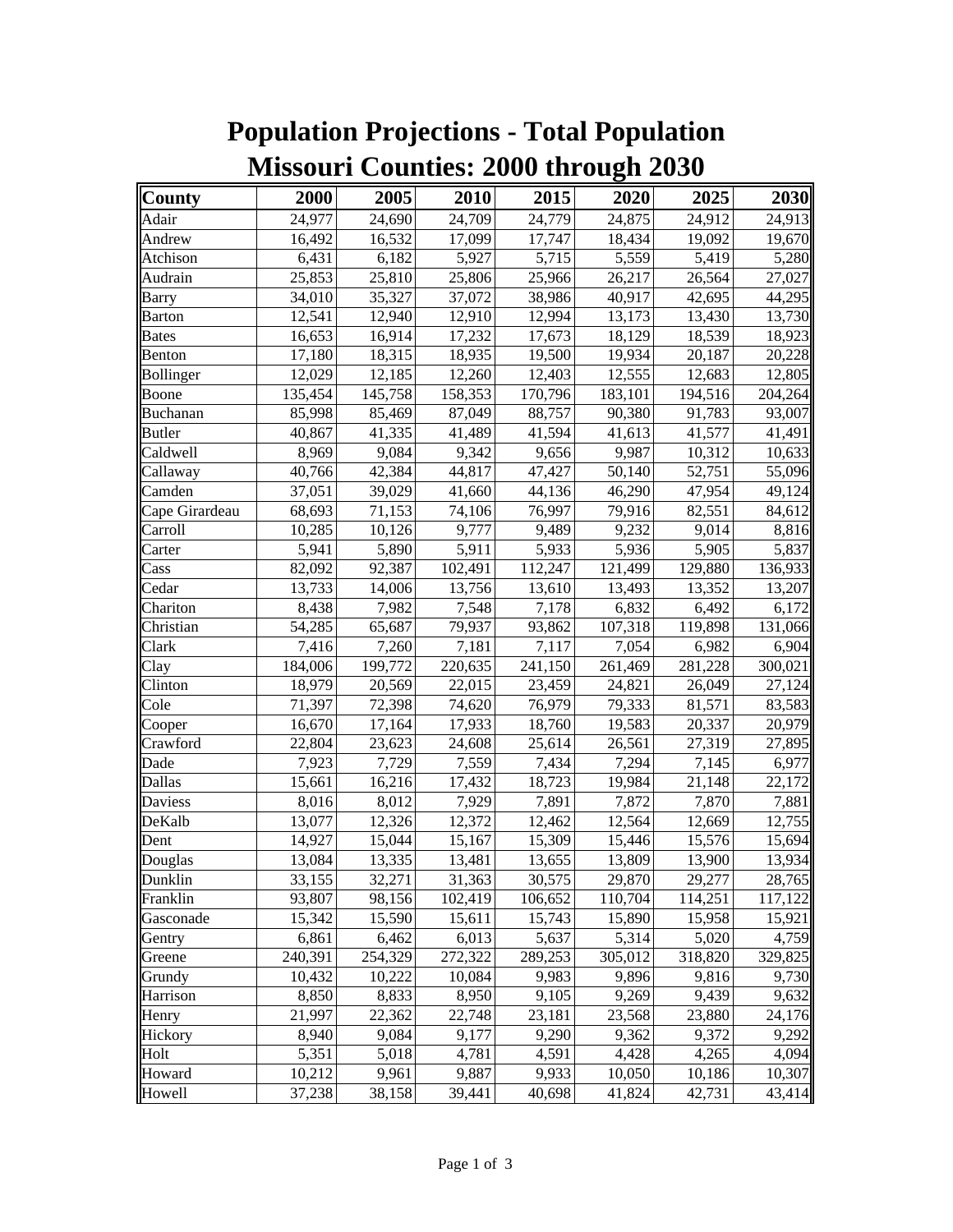# Population Projections - Total Population
# Missouri Counties: 2000 through 2030

| County | 2000 | 2005 | 2010 | 2015 | 2020 | 2025 | 2030 |
|---|---|---|---|---|---|---|---|
| Adair | 24,977 | 24,690 | 24,709 | 24,779 | 24,875 | 24,912 | 24,913 |
| Andrew | 16,492 | 16,532 | 17,099 | 17,747 | 18,434 | 19,092 | 19,670 |
| Atchison | 6,431 | 6,182 | 5,927 | 5,715 | 5,559 | 5,419 | 5,280 |
| Audrain | 25,853 | 25,810 | 25,806 | 25,966 | 26,217 | 26,564 | 27,027 |
| Barry | 34,010 | 35,327 | 37,072 | 38,986 | 40,917 | 42,695 | 44,295 |
| Barton | 12,541 | 12,940 | 12,910 | 12,994 | 13,173 | 13,430 | 13,730 |
| Bates | 16,653 | 16,914 | 17,232 | 17,673 | 18,129 | 18,539 | 18,923 |
| Benton | 17,180 | 18,315 | 18,935 | 19,500 | 19,934 | 20,187 | 20,228 |
| Bollinger | 12,029 | 12,185 | 12,260 | 12,403 | 12,555 | 12,683 | 12,805 |
| Boone | 135,454 | 145,758 | 158,353 | 170,796 | 183,101 | 194,516 | 204,264 |
| Buchanan | 85,998 | 85,469 | 87,049 | 88,757 | 90,380 | 91,783 | 93,007 |
| Butler | 40,867 | 41,335 | 41,489 | 41,594 | 41,613 | 41,577 | 41,491 |
| Caldwell | 8,969 | 9,084 | 9,342 | 9,656 | 9,987 | 10,312 | 10,633 |
| Callaway | 40,766 | 42,384 | 44,817 | 47,427 | 50,140 | 52,751 | 55,096 |
| Camden | 37,051 | 39,029 | 41,660 | 44,136 | 46,290 | 47,954 | 49,124 |
| Cape Girardeau | 68,693 | 71,153 | 74,106 | 76,997 | 79,916 | 82,551 | 84,612 |
| Carroll | 10,285 | 10,126 | 9,777 | 9,489 | 9,232 | 9,014 | 8,816 |
| Carter | 5,941 | 5,890 | 5,911 | 5,933 | 5,936 | 5,905 | 5,837 |
| Cass | 82,092 | 92,387 | 102,491 | 112,247 | 121,499 | 129,880 | 136,933 |
| Cedar | 13,733 | 14,006 | 13,756 | 13,610 | 13,493 | 13,352 | 13,207 |
| Chariton | 8,438 | 7,982 | 7,548 | 7,178 | 6,832 | 6,492 | 6,172 |
| Christian | 54,285 | 65,687 | 79,937 | 93,862 | 107,318 | 119,898 | 131,066 |
| Clark | 7,416 | 7,260 | 7,181 | 7,117 | 7,054 | 6,982 | 6,904 |
| Clay | 184,006 | 199,772 | 220,635 | 241,150 | 261,469 | 281,228 | 300,021 |
| Clinton | 18,979 | 20,569 | 22,015 | 23,459 | 24,821 | 26,049 | 27,124 |
| Cole | 71,397 | 72,398 | 74,620 | 76,979 | 79,333 | 81,571 | 83,583 |
| Cooper | 16,670 | 17,164 | 17,933 | 18,760 | 19,583 | 20,337 | 20,979 |
| Crawford | 22,804 | 23,623 | 24,608 | 25,614 | 26,561 | 27,319 | 27,895 |
| Dade | 7,923 | 7,729 | 7,559 | 7,434 | 7,294 | 7,145 | 6,977 |
| Dallas | 15,661 | 16,216 | 17,432 | 18,723 | 19,984 | 21,148 | 22,172 |
| Daviess | 8,016 | 8,012 | 7,929 | 7,891 | 7,872 | 7,870 | 7,881 |
| DeKalb | 13,077 | 12,326 | 12,372 | 12,462 | 12,564 | 12,669 | 12,755 |
| Dent | 14,927 | 15,044 | 15,167 | 15,309 | 15,446 | 15,576 | 15,694 |
| Douglas | 13,084 | 13,335 | 13,481 | 13,655 | 13,809 | 13,900 | 13,934 |
| Dunklin | 33,155 | 32,271 | 31,363 | 30,575 | 29,870 | 29,277 | 28,765 |
| Franklin | 93,807 | 98,156 | 102,419 | 106,652 | 110,704 | 114,251 | 117,122 |
| Gasconade | 15,342 | 15,590 | 15,611 | 15,743 | 15,890 | 15,958 | 15,921 |
| Gentry | 6,861 | 6,462 | 6,013 | 5,637 | 5,314 | 5,020 | 4,759 |
| Greene | 240,391 | 254,329 | 272,322 | 289,253 | 305,012 | 318,820 | 329,825 |
| Grundy | 10,432 | 10,222 | 10,084 | 9,983 | 9,896 | 9,816 | 9,730 |
| Harrison | 8,850 | 8,833 | 8,950 | 9,105 | 9,269 | 9,439 | 9,632 |
| Henry | 21,997 | 22,362 | 22,748 | 23,181 | 23,568 | 23,880 | 24,176 |
| Hickory | 8,940 | 9,084 | 9,177 | 9,290 | 9,362 | 9,372 | 9,292 |
| Holt | 5,351 | 5,018 | 4,781 | 4,591 | 4,428 | 4,265 | 4,094 |
| Howard | 10,212 | 9,961 | 9,887 | 9,933 | 10,050 | 10,186 | 10,307 |
| Howell | 37,238 | 38,158 | 39,441 | 40,698 | 41,824 | 42,731 | 43,414 |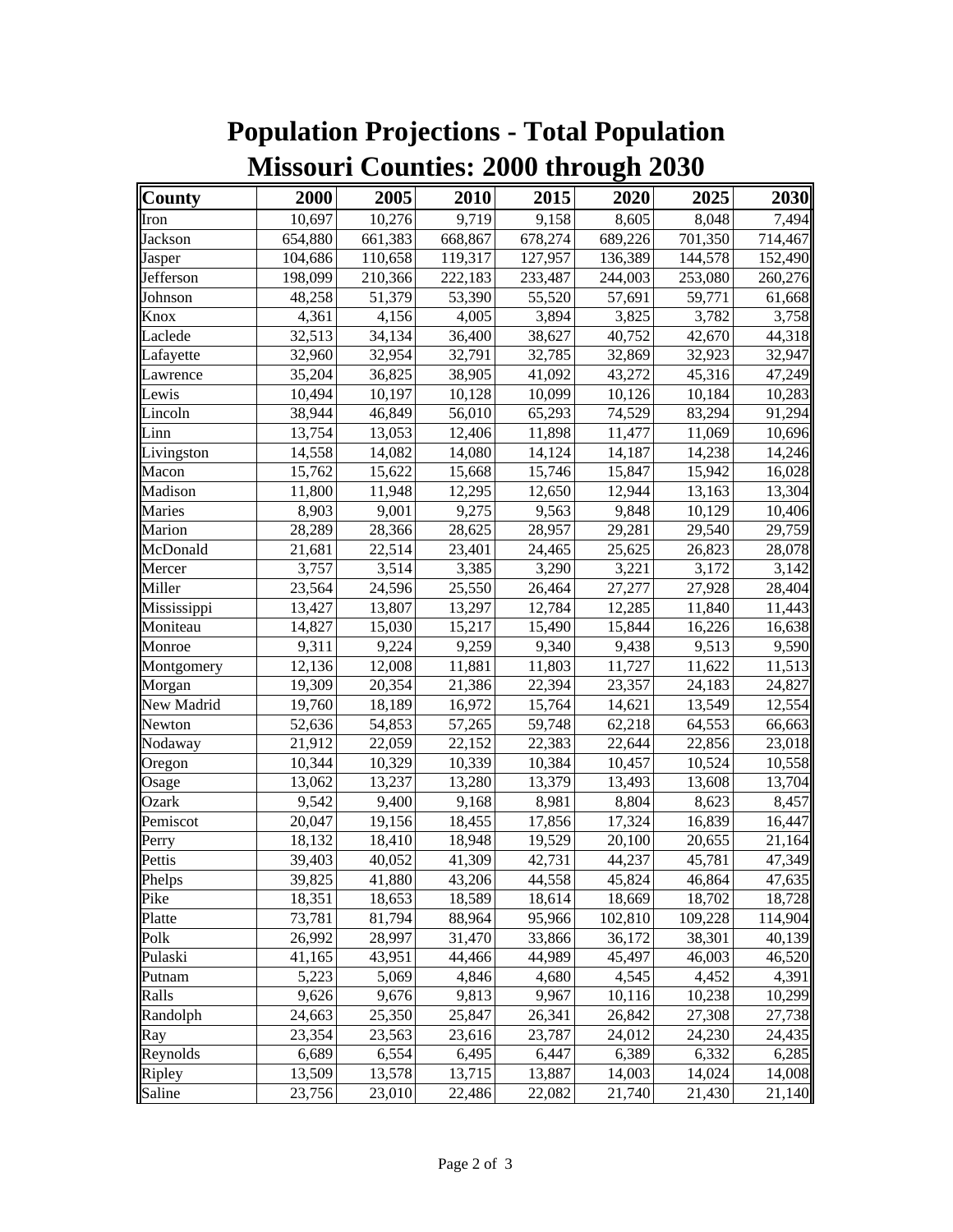# Population Projections - Total Population
## Missouri Counties: 2000 through 2030

| County | 2000 | 2005 | 2010 | 2015 | 2020 | 2025 | 2030 |
|---|---|---|---|---|---|---|---|
| Iron | 10,697 | 10,276 | 9,719 | 9,158 | 8,605 | 8,048 | 7,494 |
| Jackson | 654,880 | 661,383 | 668,867 | 678,274 | 689,226 | 701,350 | 714,467 |
| Jasper | 104,686 | 110,658 | 119,317 | 127,957 | 136,389 | 144,578 | 152,490 |
| Jefferson | 198,099 | 210,366 | 222,183 | 233,487 | 244,003 | 253,080 | 260,276 |
| Johnson | 48,258 | 51,379 | 53,390 | 55,520 | 57,691 | 59,771 | 61,668 |
| Knox | 4,361 | 4,156 | 4,005 | 3,894 | 3,825 | 3,782 | 3,758 |
| Laclede | 32,513 | 34,134 | 36,400 | 38,627 | 40,752 | 42,670 | 44,318 |
| Lafayette | 32,960 | 32,954 | 32,791 | 32,785 | 32,869 | 32,923 | 32,947 |
| Lawrence | 35,204 | 36,825 | 38,905 | 41,092 | 43,272 | 45,316 | 47,249 |
| Lewis | 10,494 | 10,197 | 10,128 | 10,099 | 10,126 | 10,184 | 10,283 |
| Lincoln | 38,944 | 46,849 | 56,010 | 65,293 | 74,529 | 83,294 | 91,294 |
| Linn | 13,754 | 13,053 | 12,406 | 11,898 | 11,477 | 11,069 | 10,696 |
| Livingston | 14,558 | 14,082 | 14,080 | 14,124 | 14,187 | 14,238 | 14,246 |
| Macon | 15,762 | 15,622 | 15,668 | 15,746 | 15,847 | 15,942 | 16,028 |
| Madison | 11,800 | 11,948 | 12,295 | 12,650 | 12,944 | 13,163 | 13,304 |
| Maries | 8,903 | 9,001 | 9,275 | 9,563 | 9,848 | 10,129 | 10,406 |
| Marion | 28,289 | 28,366 | 28,625 | 28,957 | 29,281 | 29,540 | 29,759 |
| McDonald | 21,681 | 22,514 | 23,401 | 24,465 | 25,625 | 26,823 | 28,078 |
| Mercer | 3,757 | 3,514 | 3,385 | 3,290 | 3,221 | 3,172 | 3,142 |
| Miller | 23,564 | 24,596 | 25,550 | 26,464 | 27,277 | 27,928 | 28,404 |
| Mississippi | 13,427 | 13,807 | 13,297 | 12,784 | 12,285 | 11,840 | 11,443 |
| Moniteau | 14,827 | 15,030 | 15,217 | 15,490 | 15,844 | 16,226 | 16,638 |
| Monroe | 9,311 | 9,224 | 9,259 | 9,340 | 9,438 | 9,513 | 9,590 |
| Montgomery | 12,136 | 12,008 | 11,881 | 11,803 | 11,727 | 11,622 | 11,513 |
| Morgan | 19,309 | 20,354 | 21,386 | 22,394 | 23,357 | 24,183 | 24,827 |
| New Madrid | 19,760 | 18,189 | 16,972 | 15,764 | 14,621 | 13,549 | 12,554 |
| Newton | 52,636 | 54,853 | 57,265 | 59,748 | 62,218 | 64,553 | 66,663 |
| Nodaway | 21,912 | 22,059 | 22,152 | 22,383 | 22,644 | 22,856 | 23,018 |
| Oregon | 10,344 | 10,329 | 10,339 | 10,384 | 10,457 | 10,524 | 10,558 |
| Osage | 13,062 | 13,237 | 13,280 | 13,379 | 13,493 | 13,608 | 13,704 |
| Ozark | 9,542 | 9,400 | 9,168 | 8,981 | 8,804 | 8,623 | 8,457 |
| Pemiscot | 20,047 | 19,156 | 18,455 | 17,856 | 17,324 | 16,839 | 16,447 |
| Perry | 18,132 | 18,410 | 18,948 | 19,529 | 20,100 | 20,655 | 21,164 |
| Pettis | 39,403 | 40,052 | 41,309 | 42,731 | 44,237 | 45,781 | 47,349 |
| Phelps | 39,825 | 41,880 | 43,206 | 44,558 | 45,824 | 46,864 | 47,635 |
| Pike | 18,351 | 18,653 | 18,589 | 18,614 | 18,669 | 18,702 | 18,728 |
| Platte | 73,781 | 81,794 | 88,964 | 95,966 | 102,810 | 109,228 | 114,904 |
| Polk | 26,992 | 28,997 | 31,470 | 33,866 | 36,172 | 38,301 | 40,139 |
| Pulaski | 41,165 | 43,951 | 44,466 | 44,989 | 45,497 | 46,003 | 46,520 |
| Putnam | 5,223 | 5,069 | 4,846 | 4,680 | 4,545 | 4,452 | 4,391 |
| Ralls | 9,626 | 9,676 | 9,813 | 9,967 | 10,116 | 10,238 | 10,299 |
| Randolph | 24,663 | 25,350 | 25,847 | 26,341 | 26,842 | 27,308 | 27,738 |
| Ray | 23,354 | 23,563 | 23,616 | 23,787 | 24,012 | 24,230 | 24,435 |
| Reynolds | 6,689 | 6,554 | 6,495 | 6,447 | 6,389 | 6,332 | 6,285 |
| Ripley | 13,509 | 13,578 | 13,715 | 13,887 | 14,003 | 14,024 | 14,008 |
| Saline | 23,756 | 23,010 | 22,486 | 22,082 | 21,740 | 21,430 | 21,140 |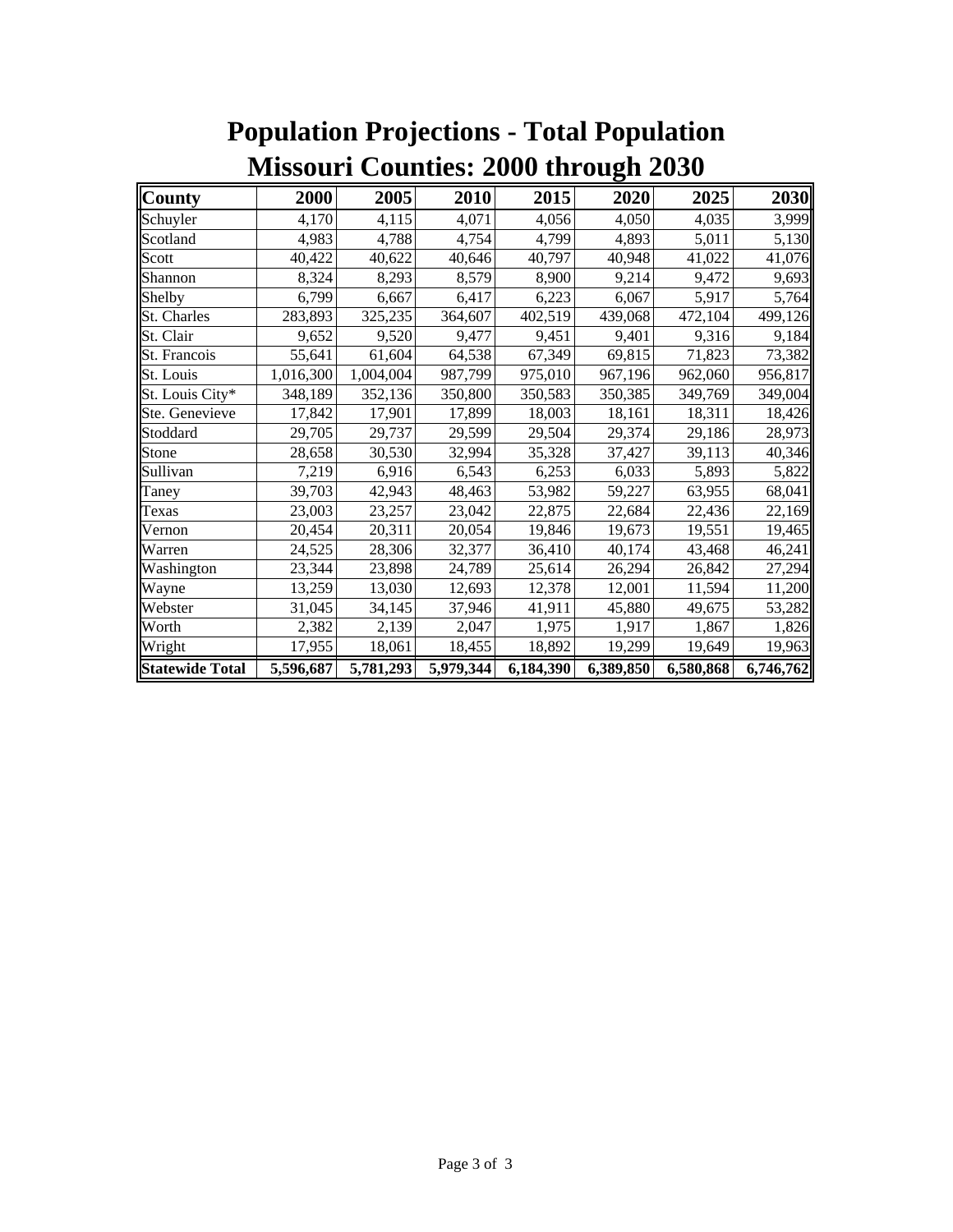# Population Projections - Total Population
# Missouri Counties: 2000 through 2030

| County | 2000 | 2005 | 2010 | 2015 | 2020 | 2025 | 2030 |
|---|---|---|---|---|---|---|---|
| Schuyler | 4,170 | 4,115 | 4,071 | 4,056 | 4,050 | 4,035 | 3,999 |
| Scotland | 4,983 | 4,788 | 4,754 | 4,799 | 4,893 | 5,011 | 5,130 |
| Scott | 40,422 | 40,622 | 40,646 | 40,797 | 40,948 | 41,022 | 41,076 |
| Shannon | 8,324 | 8,293 | 8,579 | 8,900 | 9,214 | 9,472 | 9,693 |
| Shelby | 6,799 | 6,667 | 6,417 | 6,223 | 6,067 | 5,917 | 5,764 |
| St. Charles | 283,893 | 325,235 | 364,607 | 402,519 | 439,068 | 472,104 | 499,126 |
| St. Clair | 9,652 | 9,520 | 9,477 | 9,451 | 9,401 | 9,316 | 9,184 |
| St. Francois | 55,641 | 61,604 | 64,538 | 67,349 | 69,815 | 71,823 | 73,382 |
| St. Louis | 1,016,300 | 1,004,004 | 987,799 | 975,010 | 967,196 | 962,060 | 956,817 |
| St. Louis City* | 348,189 | 352,136 | 350,800 | 350,583 | 350,385 | 349,769 | 349,004 |
| Ste. Genevieve | 17,842 | 17,901 | 17,899 | 18,003 | 18,161 | 18,311 | 18,426 |
| Stoddard | 29,705 | 29,737 | 29,599 | 29,504 | 29,374 | 29,186 | 28,973 |
| Stone | 28,658 | 30,530 | 32,994 | 35,328 | 37,427 | 39,113 | 40,346 |
| Sullivan | 7,219 | 6,916 | 6,543 | 6,253 | 6,033 | 5,893 | 5,822 |
| Taney | 39,703 | 42,943 | 48,463 | 53,982 | 59,227 | 63,955 | 68,041 |
| Texas | 23,003 | 23,257 | 23,042 | 22,875 | 22,684 | 22,436 | 22,169 |
| Vernon | 20,454 | 20,311 | 20,054 | 19,846 | 19,673 | 19,551 | 19,465 |
| Warren | 24,525 | 28,306 | 32,377 | 36,410 | 40,174 | 43,468 | 46,241 |
| Washington | 23,344 | 23,898 | 24,789 | 25,614 | 26,294 | 26,842 | 27,294 |
| Wayne | 13,259 | 13,030 | 12,693 | 12,378 | 12,001 | 11,594 | 11,200 |
| Webster | 31,045 | 34,145 | 37,946 | 41,911 | 45,880 | 49,675 | 53,282 |
| Worth | 2,382 | 2,139 | 2,047 | 1,975 | 1,917 | 1,867 | 1,826 |
| Wright | 17,955 | 18,061 | 18,455 | 18,892 | 19,299 | 19,649 | 19,963 |
| **Statewide Total** | **5,596,687** | **5,781,293** | **5,979,344** | **6,184,390** | **6,389,850** | **6,580,868** | **6,746,762** |